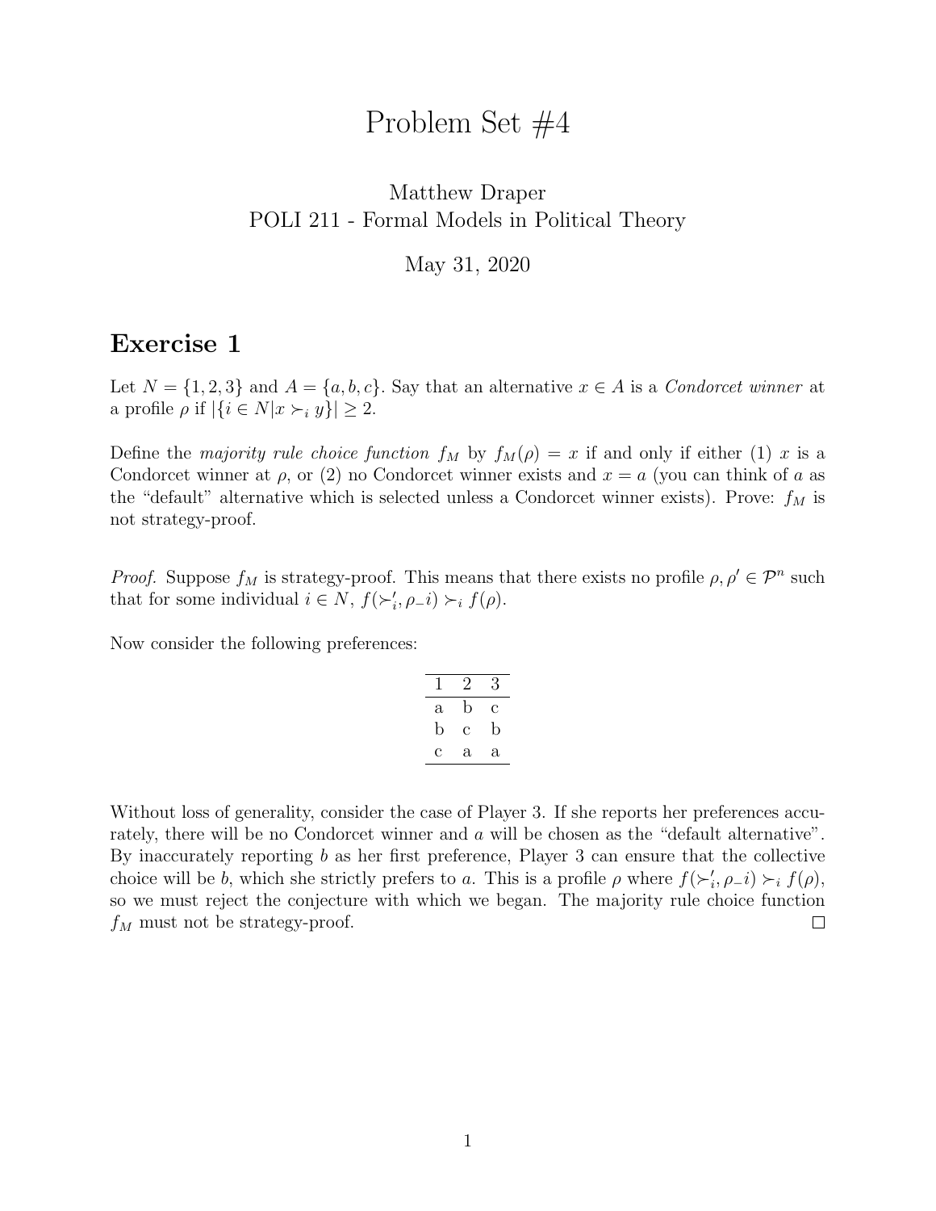# Problem Set #4

Matthew Draper
POLI 211 - Formal Models in Political Theory

May 31, 2020

## Exercise 1

Let $N = \{1, 2, 3\}$ and $A = \{a, b, c\}$. Say that an alternative $x \in A$ is a *Condorcet winner* at a profile $\rho$ if $|\{i \in N | x \succ_i y\}| \geq 2$.

Define the *majority rule choice function* $f_M$ by $f_M(\rho) = x$ if and only if either (1) $x$ is a Condorcet winner at $\rho$, or (2) no Condorcet winner exists and $x = a$ (you can think of $a$ as the "default" alternative which is selected unless a Condorcet winner exists). Prove: $f_M$ is not strategy-proof.

*Proof.* Suppose $f_M$ is strategy-proof. This means that there exists no profile $\rho, \rho' \in \mathcal{P}^n$ such that for some individual $i \in N$, $f(\succ_i', \rho_- i) \succ_i f(\rho)$.

Now consider the following preferences:

| 1 | 2 | 3 |
|---|---|---|
| a | b | c |
| b | c | b |
| c | a | a |

Without loss of generality, consider the case of Player 3. If she reports her preferences accurately, there will be no Condorcet winner and $a$ will be chosen as the "default alternative". By inaccurately reporting $b$ as her first preference, Player 3 can ensure that the collective choice will be $b$, which she strictly prefers to $a$. This is a profile $\rho$ where $f(\succ_i', \rho_{-i}) \succ_i f(\rho)$, so we must reject the conjecture with which we began. The majority rule choice function $f_M$ must not be strategy-proof. $\square$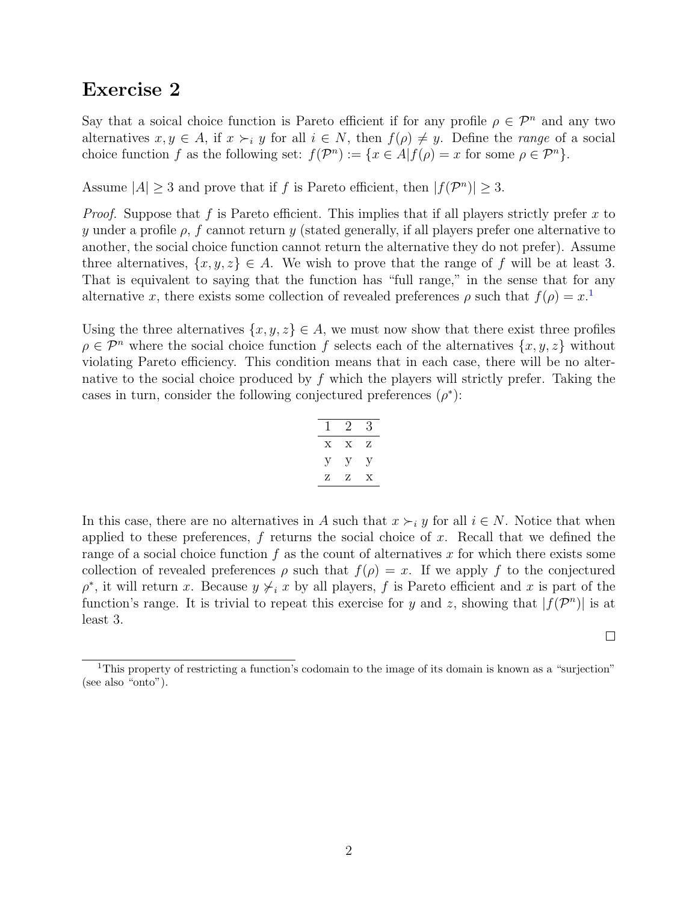## Exercise 2

Say that a soical choice function is Pareto efficient if for any profile $\rho \in \mathcal{P}^n$ and any two alternatives $x, y \in A$, if $x \succ_i y$ for all $i \in N$, then $f(\rho) \neq y$. Define the *range* of a social choice function $f$ as the following set: $f(\mathcal{P}^n) := \{x \in A | f(\rho) = x \text{ for some } \rho \in \mathcal{P}^n\}$.

Assume $|A| \geq 3$ and prove that if $f$ is Pareto efficient, then $|f(\mathcal{P}^n)| \geq 3$.

*Proof.* Suppose that $f$ is Pareto efficient. This implies that if all players strictly prefer $x$ to $y$ under a profile $\rho$, $f$ cannot return $y$ (stated generally, if all players prefer one alternative to another, the social choice function cannot return the alternative they do not prefer). Assume three alternatives, $\{x, y, z\} \in A$. We wish to prove that the range of $f$ will be at least 3. That is equivalent to saying that the function has "full range," in the sense that for any alternative $x$, there exists some collection of revealed preferences $\rho$ such that $f(\rho) = x$.[1]

Using the three alternatives $\{x, y, z\} \in A$, we must now show that there exist three profiles $\rho \in \mathcal{P}^n$ where the social choice function $f$ selects each of the alternatives $\{x, y, z\}$ without violating Pareto efficiency. This condition means that in each case, there will be no alternative to the social choice produced by $f$ which the players will strictly prefer. Taking the cases in turn, consider the following conjectured preferences ($\rho^*$):

| 1 | 2 | 3 |
|---|---|---|
| x | x | z |
| y | y | y |
| z | z | x |

In this case, there are no alternatives in $A$ such that $x \succ_i y$ for all $i \in N$. Notice that when applied to these preferences, $f$ returns the social choice of $x$. Recall that we defined the range of a social choice function $f$ as the count of alternatives $x$ for which there exists some collection of revealed preferences $\rho$ such that $f(\rho) = x$. If we apply $f$ to the conjectured $\rho^*$, it will return $x$. Because $y \not\succ_i x$ by all players, $f$ is Pareto efficient and $x$ is part of the function's range. It is trivial to repeat this exercise for $y$ and $z$, showing that $|f(\mathcal{P}^n)|$ is at least 3.

□

[1] This property of restricting a function's codomain to the image of its domain is known as a "surjection" (see also "onto").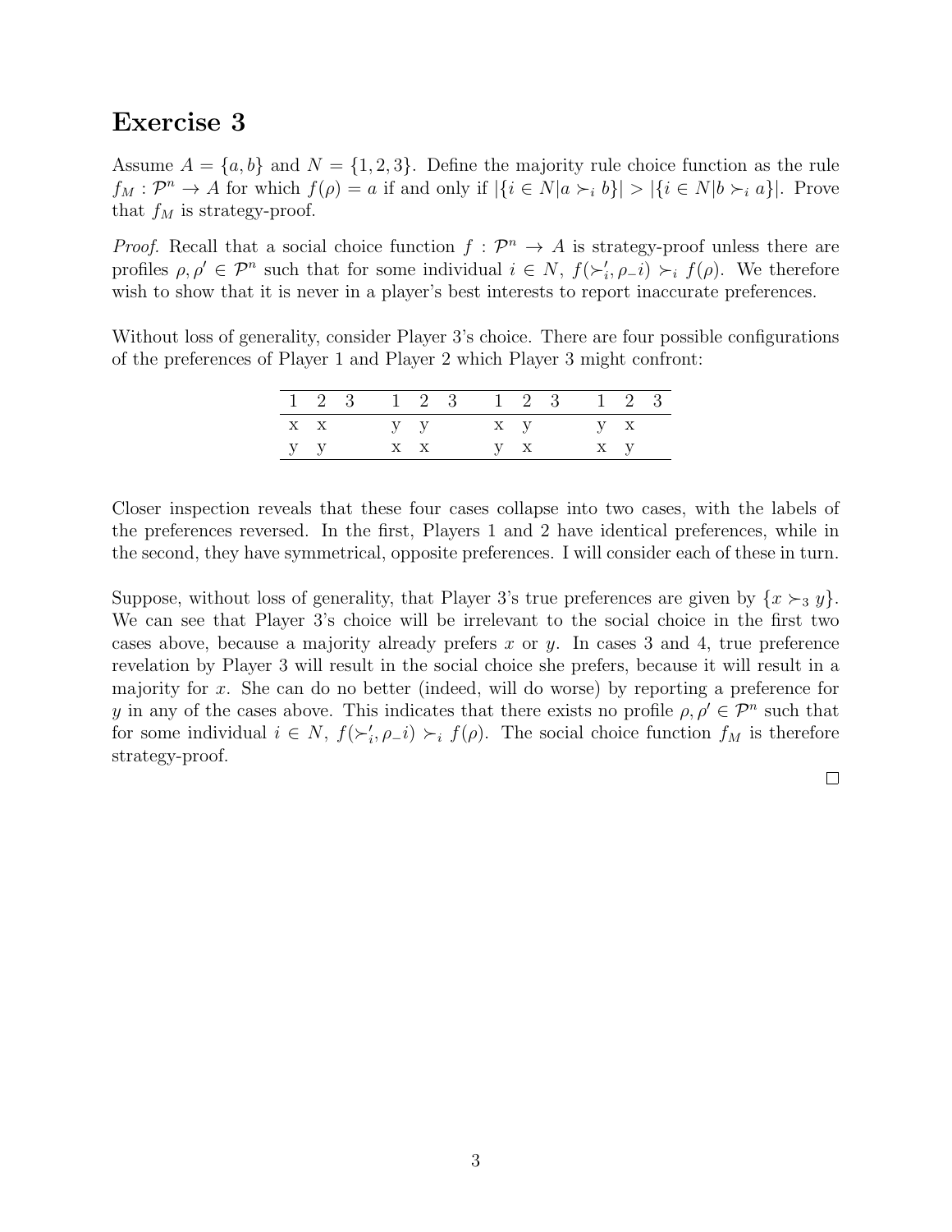## Exercise 3

Assume $A = \{a, b\}$ and $N = \{1, 2, 3\}$. Define the majority rule choice function as the rule $f_M : \mathcal{P}^n \to A$ for which $f(\rho) = a$ if and only if $|\{i \in N | a \succ_i b\}| > |\{i \in N | b \succ_i a\}|$. Prove that $f_M$ is strategy-proof.

*Proof.* Recall that a social choice function $f : \mathcal{P}^n \to A$ is strategy-proof unless there are profiles $\rho, \rho' \in \mathcal{P}^n$ such that for some individual $i \in N$, $f(\succ'_i, \rho_{-}i) \succ_i f(\rho)$. We therefore wish to show that it is never in a player's best interests to report inaccurate preferences.

Without loss of generality, consider Player 3's choice. There are four possible configurations of the preferences of Player 1 and Player 2 which Player 3 might confront:

| 1 | 2 | 3 | 1 | 2 | 3 | 1 | 2 | 3 | 1 | 2 | 3 |
|---|---|---|---|---|---|---|---|---|---|---|---|
| x | x | | y | y | | x | y | | y | x | |
| y | y | | x | x | | y | x | | x | y | |

Closer inspection reveals that these four cases collapse into two cases, with the labels of the preferences reversed. In the first, Players 1 and 2 have identical preferences, while in the second, they have symmetrical, opposite preferences. I will consider each of these in turn.

Suppose, without loss of generality, that Player 3's true preferences are given by $\{x \succ_3 y\}$. We can see that Player 3's choice will be irrelevant to the social choice in the first two cases above, because a majority already prefers $x$ or $y$. In cases 3 and 4, true preference revelation by Player 3 will result in the social choice she prefers, because it will result in a majority for $x$. She can do no better (indeed, will do worse) by reporting a preference for $y$ in any of the cases above. This indicates that there exists no profile $\rho, \rho' \in \mathcal{P}^n$ such that for some individual $i \in N$, $f(\succ'_i, \rho_{-}i) \succ_i f(\rho)$. The social choice function $f_M$ is therefore strategy-proof.

□